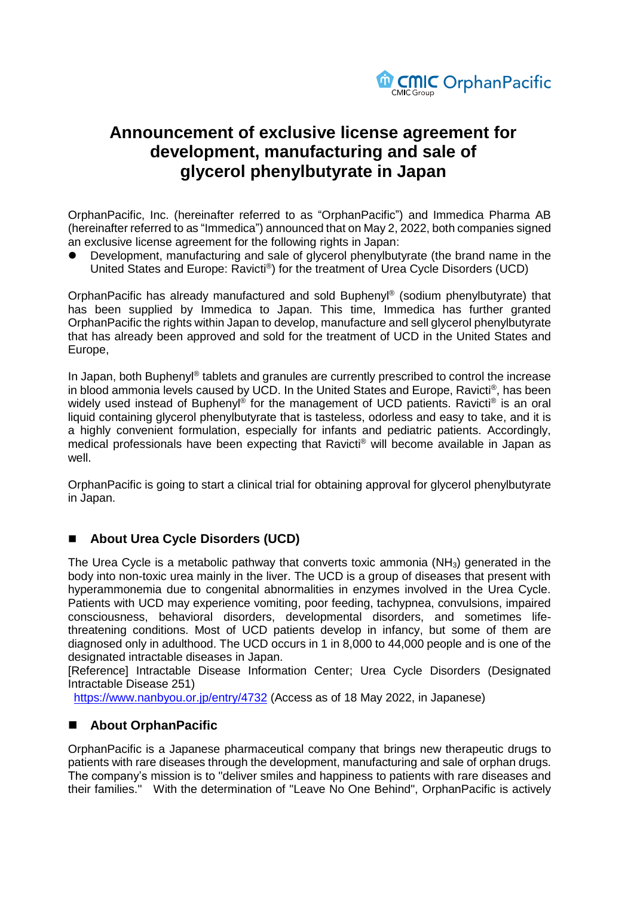# Announcement of exclusive license agreement for development, manufacturing and sale of glycerol phenylbutyrate in Japan

OrphanPacific, Inc. (hereinafter referred to as "OrphanPacific") and Immedica Pharma AB (hereinafter referred to as "Immedica") announced that on May 2, 2022, both companies signed an exclusive license agreement for the following rights in Japan:

- Development, manufacturing and sale of glycerol phenylbutyrate (the brand name in the United States and Europe: Ravicti®) for the treatment of Urea Cycle Disorders (UCD)

OrphanPacific has already manufactured and sold Buphenyl® (sodium phenylbutyrate) that has been supplied by Immedica to Japan. This time, Immedica has further granted OrphanPacific the rights within Japan to develop, manufacture and sell glycerol phenylbutyrate that has already been approved and sold for the treatment of UCD in the United States and Europe,

In Japan, both Buphenyl® tablets and granules are currently prescribed to control the increase in blood ammonia levels caused by UCD. In the United States and Europe, Ravicti®, has been widely used instead of Buphenyl® for the management of UCD patients. Ravicti® is an oral liquid containing glycerol phenylbutyrate that is tasteless, odorless and easy to take, and it is a highly convenient formulation, especially for infants and pediatric patients. Accordingly, medical professionals have been expecting that Ravicti® will become available in Japan as well.

OrphanPacific is going to start a clinical trial for obtaining approval for glycerol phenylbutyrate in Japan.

## About Urea Cycle Disorders (UCD)

The Urea Cycle is a metabolic pathway that converts toxic ammonia ($NH_3$) generated in the body into non-toxic urea mainly in the liver. The UCD is a group of diseases that present with hyperammonemia due to congenital abnormalities in enzymes involved in the Urea Cycle. Patients with UCD may experience vomiting, poor feeding, tachypnea, convulsions, impaired consciousness, behavioral disorders, developmental disorders, and sometimes life-threatening conditions. Most of UCD patients develop in infancy, but some of them are diagnosed only in adulthood. The UCD occurs in 1 in 8,000 to 44,000 people and is one of the designated intractable diseases in Japan.

[Reference] Intractable Disease Information Center; Urea Cycle Disorders (Designated Intractable Disease 251)

https://www.nanbyou.or.jp/entry/4732 (Access as of 18 May 2022, in Japanese)

## About OrphanPacific

OrphanPacific is a Japanese pharmaceutical company that brings new therapeutic drugs to patients with rare diseases through the development, manufacturing and sale of orphan drugs. The company's mission is to "deliver smiles and happiness to patients with rare diseases and their families." With the determination of "Leave No One Behind", OrphanPacific is actively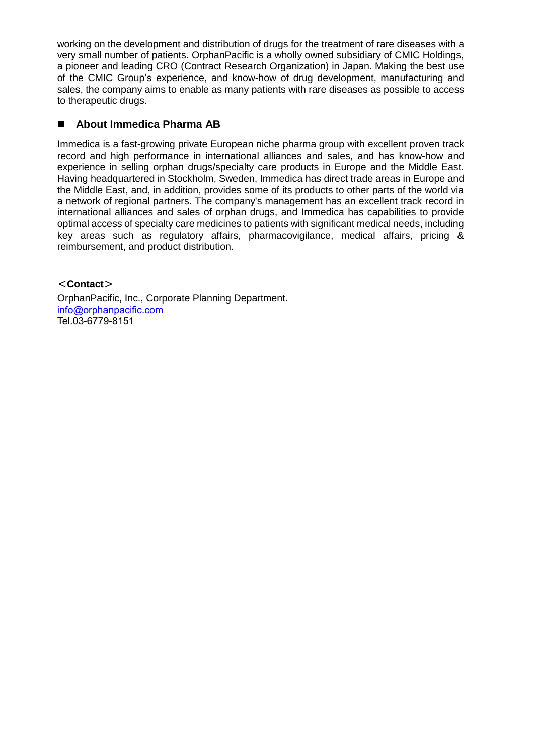working on the development and distribution of drugs for the treatment of rare diseases with a very small number of patients. OrphanPacific is a wholly owned subsidiary of CMIC Holdings, a pioneer and leading CRO (Contract Research Organization) in Japan. Making the best use of the CMIC Group's experience, and know-how of drug development, manufacturing and sales, the company aims to enable as many patients with rare diseases as possible to access to therapeutic drugs.

## ■ About Immedica Pharma AB

Immedica is a fast-growing private European niche pharma group with excellent proven track record and high performance in international alliances and sales, and has know-how and experience in selling orphan drugs/specialty care products in Europe and the Middle East. Having headquartered in Stockholm, Sweden, Immedica has direct trade areas in Europe and the Middle East, and, in addition, provides some of its products to other parts of the world via a network of regional partners. The company's management has an excellent track record in international alliances and sales of orphan drugs, and Immedica has capabilities to provide optimal access of specialty care medicines to patients with significant medical needs, including key areas such as regulatory affairs, pharmacovigilance, medical affairs, pricing & reimbursement, and product distribution.

**＜Contact＞**

OrphanPacific, Inc., Corporate Planning Department.
info@orphanpacific.com
Tel.03-6779-8151